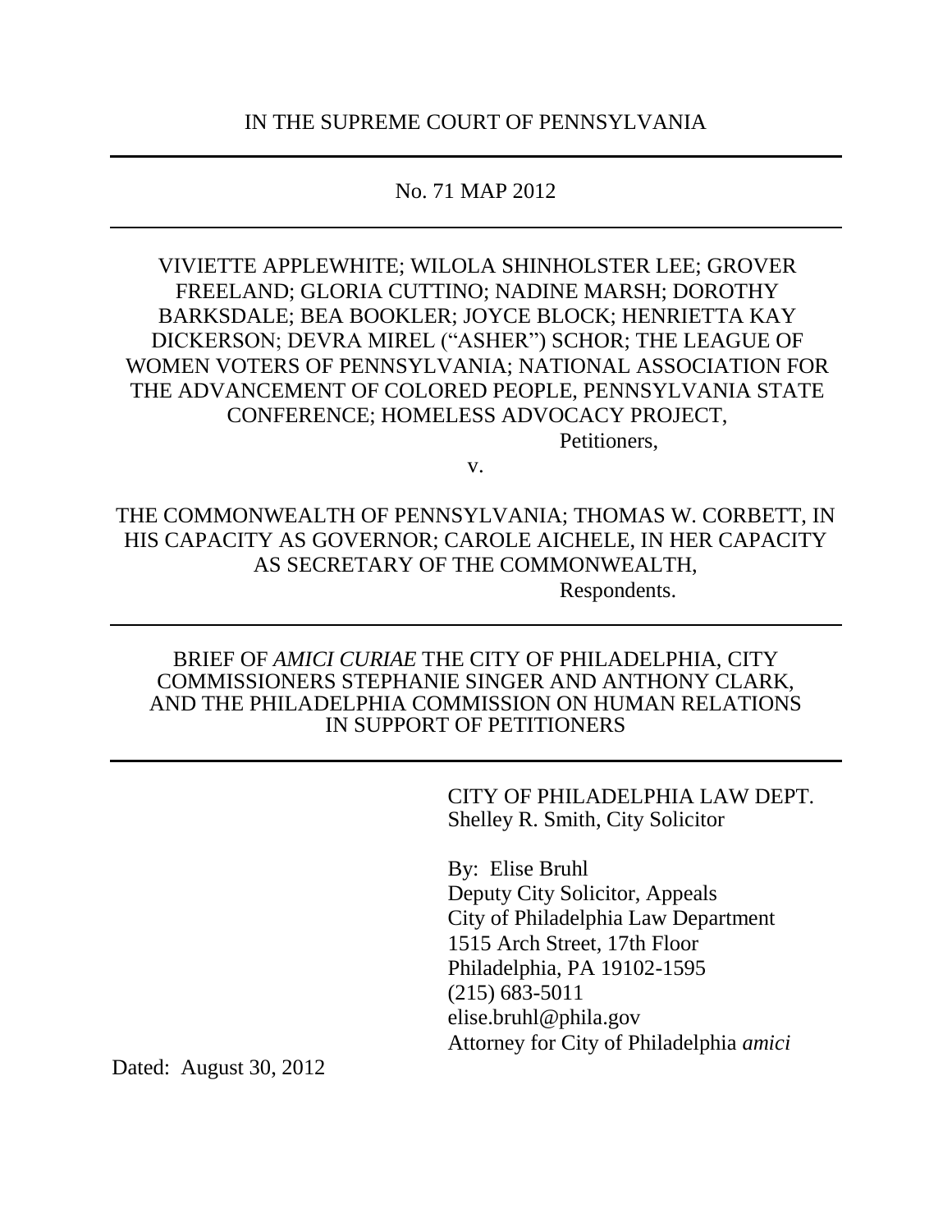IN THE SUPREME COURT OF PENNSYLVANIA

---

No. 71 MAP 2012

---

VIVIETTE APPLEWHITE; WILOLA SHINHOLSTER LEE; GROVER FREELAND; GLORIA CUTTINO; NADINE MARSH; DOROTHY BARKSDALE; BEA BOOKLER; JOYCE BLOCK; HENRIETTA KAY DICKERSON; DEVRA MIREL ("ASHER") SCHOR; THE LEAGUE OF WOMEN VOTERS OF PENNSYLVANIA; NATIONAL ASSOCIATION FOR THE ADVANCEMENT OF COLORED PEOPLE, PENNSYLVANIA STATE CONFERENCE; HOMELESS ADVOCACY PROJECT,

Petitioners,

v.

THE COMMONWEALTH OF PENNSYLVANIA; THOMAS W. CORBETT, IN HIS CAPACITY AS GOVERNOR; CAROLE AICHELE, IN HER CAPACITY AS SECRETARY OF THE COMMONWEALTH,

Respondents.

---

BRIEF OF *AMICI CURIAE* THE CITY OF PHILADELPHIA, CITY COMMISSIONERS STEPHANIE SINGER AND ANTHONY CLARK, AND THE PHILADELPHIA COMMISSION ON HUMAN RELATIONS IN SUPPORT OF PETITIONERS

---

CITY OF PHILADELPHIA LAW DEPT.
Shelley R. Smith, City Solicitor

By: Elise Bruhl
Deputy City Solicitor, Appeals
City of Philadelphia Law Department
1515 Arch Street, 17th Floor
Philadelphia, PA 19102-1595
(215) 683-5011
elise.bruhl@phila.gov
Attorney for City of Philadelphia *amici*

Dated: August 30, 2012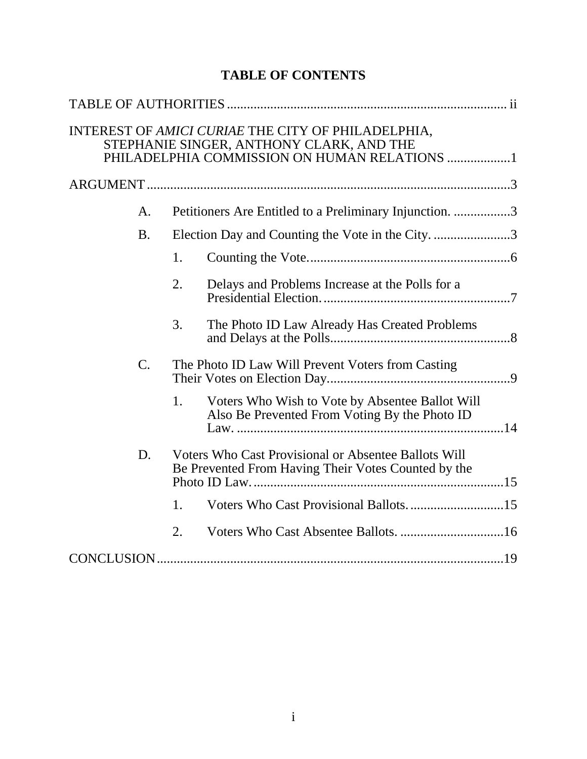# TABLE OF CONTENTS

TABLE OF AUTHORITIES .................................................................................... ii

INTEREST OF *AMICI CURIAE* THE CITY OF PHILADELPHIA, STEPHANIE SINGER, ANTHONY CLARK, AND THE PHILADELPHIA COMMISSION ON HUMAN RELATIONS ..................1

ARGUMENT ...........................................................................................................3

- A. Petitioners Are Entitled to a Preliminary Injunction. .................3
- B. Election Day and Counting the Vote in the City. .......................3
  - 1. Counting the Vote. ...........................................................6
  - 2. Delays and Problems Increase at the Polls for a Presidential Election. ........................................................7
  - 3. The Photo ID Law Already Has Created Problems and Delays at the Polls. .....................................................8
- C. The Photo ID Law Will Prevent Voters from Casting Their Votes on Election Day. ......................................................9
  - 1. Voters Who Wish to Vote by Absentee Ballot Will Also Be Prevented From Voting By the Photo ID Law. ................................................................................14
- D. Voters Who Cast Provisional or Absentee Ballots Will Be Prevented From Having Their Votes Counted by the Photo ID Law. ............................................................................15
  - 1. Voters Who Cast Provisional Ballots. ............................15
  - 2. Voters Who Cast Absentee Ballots. ...............................16

CONCLUSION ........................................................................................................19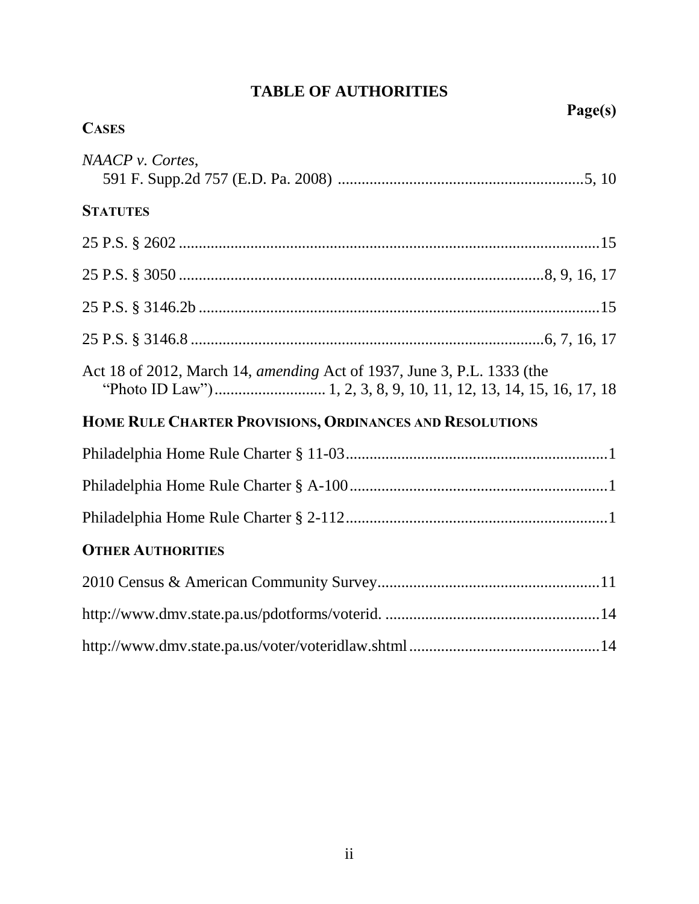# TABLE OF AUTHORITIES

**Page(s)**

**CASES**

*NAACP v. Cortes*,
591 F. Supp.2d 757 (E.D. Pa. 2008) .............................................................5, 10

**STATUTES**

25 P.S. § 2602 .........................................................................................................15

25 P.S. § 3050 ..........................................................................................8, 9, 16, 17

25 P.S. § 3146.2b .....................................................................................................15

25 P.S. § 3146.8 ........................................................................................6, 7, 16, 17

Act 18 of 2012, March 14, *amending* Act of 1937, June 3, P.L. 1333 (the "Photo ID Law") ............................ 1, 2, 3, 8, 9, 10, 11, 12, 13, 14, 15, 16, 17, 18

**HOME RULE CHARTER PROVISIONS, ORDINANCES AND RESOLUTIONS**

Philadelphia Home Rule Charter § 11-03.................................................................1

Philadelphia Home Rule Charter § A-100................................................................1

Philadelphia Home Rule Charter § 2-112.................................................................1

**OTHER AUTHORITIES**

2010 Census & American Community Survey.......................................................11

http://www.dmv.state.pa.us/pdotforms/voterid. ......................................................14

http://www.dmv.state.pa.us/voter/voteridlaw.shtml................................................14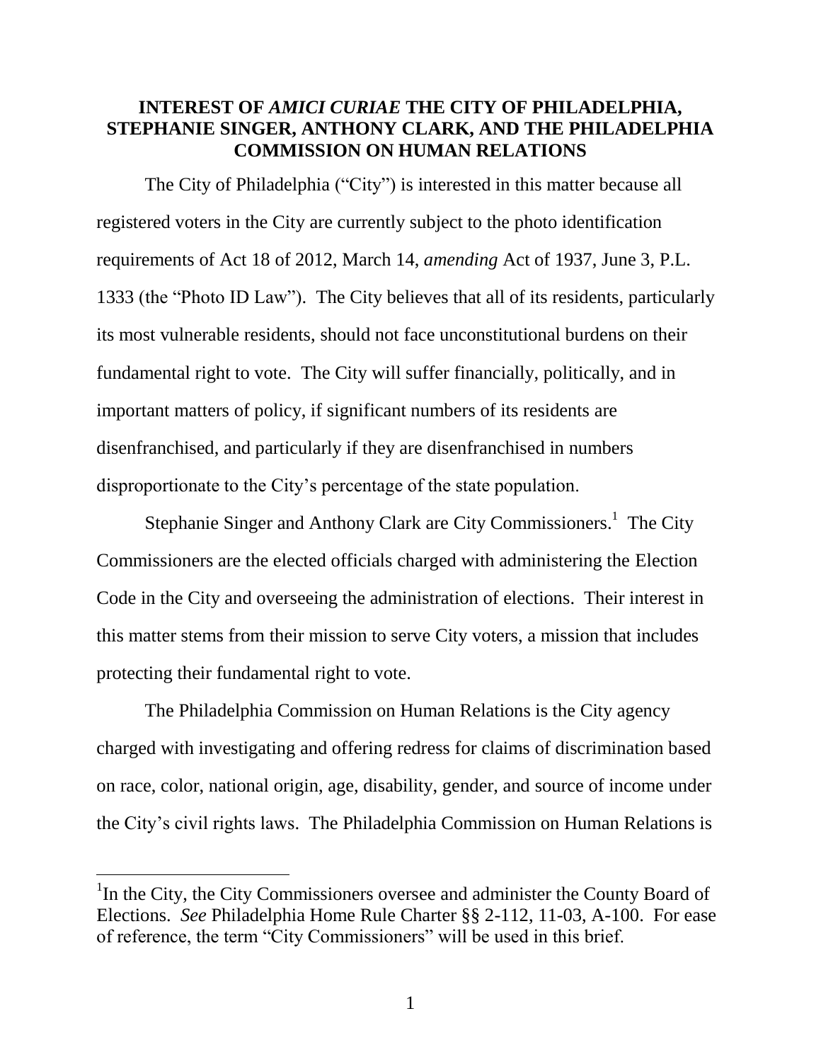## INTEREST OF *AMICI CURIAE* THE CITY OF PHILADELPHIA, STEPHANIE SINGER, ANTHONY CLARK, AND THE PHILADELPHIA COMMISSION ON HUMAN RELATIONS

The City of Philadelphia ("City") is interested in this matter because all registered voters in the City are currently subject to the photo identification requirements of Act 18 of 2012, March 14, *amending* Act of 1937, June 3, P.L. 1333 (the "Photo ID Law"). The City believes that all of its residents, particularly its most vulnerable residents, should not face unconstitutional burdens on their fundamental right to vote. The City will suffer financially, politically, and in important matters of policy, if significant numbers of its residents are disenfranchised, and particularly if they are disenfranchised in numbers disproportionate to the City's percentage of the state population.

Stephanie Singer and Anthony Clark are City Commissioners.[1] The City Commissioners are the elected officials charged with administering the Election Code in the City and overseeing the administration of elections. Their interest in this matter stems from their mission to serve City voters, a mission that includes protecting their fundamental right to vote.

The Philadelphia Commission on Human Relations is the City agency charged with investigating and offering redress for claims of discrimination based on race, color, national origin, age, disability, gender, and source of income under the City's civil rights laws. The Philadelphia Commission on Human Relations is

---

[1] In the City, the City Commissioners oversee and administer the County Board of Elections. *See* Philadelphia Home Rule Charter §§ 2-112, 11-03, A-100. For ease of reference, the term "City Commissioners" will be used in this brief.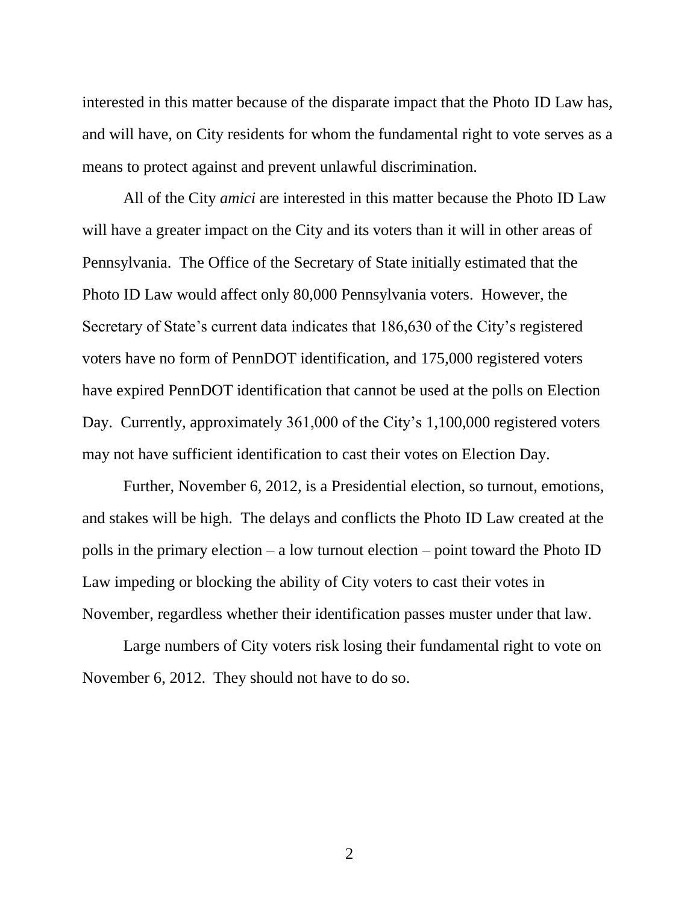interested in this matter because of the disparate impact that the Photo ID Law has, and will have, on City residents for whom the fundamental right to vote serves as a means to protect against and prevent unlawful discrimination.

All of the City *amici* are interested in this matter because the Photo ID Law will have a greater impact on the City and its voters than it will in other areas of Pennsylvania. The Office of the Secretary of State initially estimated that the Photo ID Law would affect only 80,000 Pennsylvania voters. However, the Secretary of State's current data indicates that 186,630 of the City's registered voters have no form of PennDOT identification, and 175,000 registered voters have expired PennDOT identification that cannot be used at the polls on Election Day. Currently, approximately 361,000 of the City's 1,100,000 registered voters may not have sufficient identification to cast their votes on Election Day.

Further, November 6, 2012, is a Presidential election, so turnout, emotions, and stakes will be high. The delays and conflicts the Photo ID Law created at the polls in the primary election – a low turnout election – point toward the Photo ID Law impeding or blocking the ability of City voters to cast their votes in November, regardless whether their identification passes muster under that law.

Large numbers of City voters risk losing their fundamental right to vote on November 6, 2012. They should not have to do so.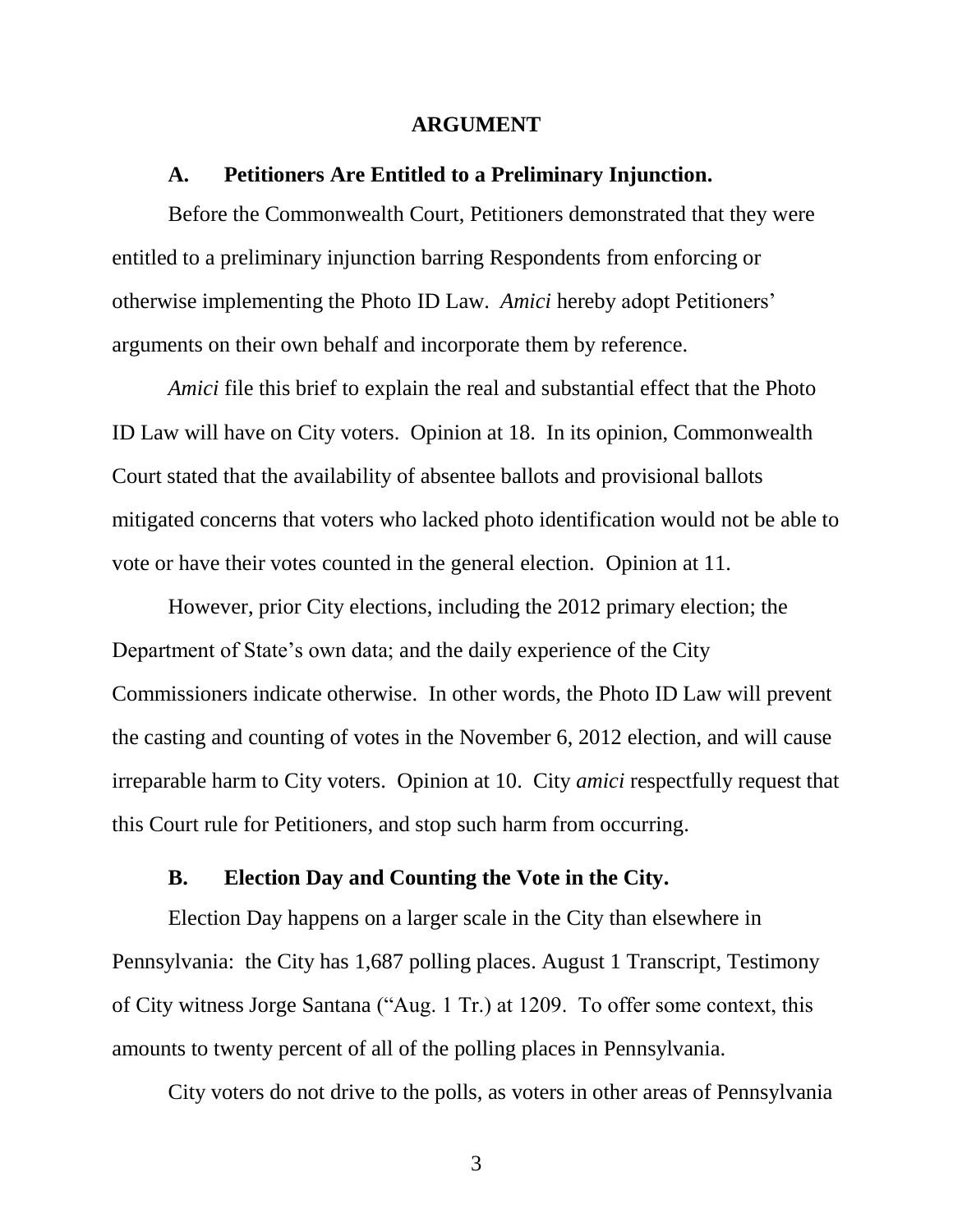# ARGUMENT

## A. Petitioners Are Entitled to a Preliminary Injunction.

Before the Commonwealth Court, Petitioners demonstrated that they were entitled to a preliminary injunction barring Respondents from enforcing or otherwise implementing the Photo ID Law. *Amici* hereby adopt Petitioners' arguments on their own behalf and incorporate them by reference.

*Amici* file this brief to explain the real and substantial effect that the Photo ID Law will have on City voters. Opinion at 18. In its opinion, Commonwealth Court stated that the availability of absentee ballots and provisional ballots mitigated concerns that voters who lacked photo identification would not be able to vote or have their votes counted in the general election. Opinion at 11.

However, prior City elections, including the 2012 primary election; the Department of State's own data; and the daily experience of the City Commissioners indicate otherwise. In other words, the Photo ID Law will prevent the casting and counting of votes in the November 6, 2012 election, and will cause irreparable harm to City voters. Opinion at 10. City *amici* respectfully request that this Court rule for Petitioners, and stop such harm from occurring.

## B. Election Day and Counting the Vote in the City.

Election Day happens on a larger scale in the City than elsewhere in Pennsylvania: the City has 1,687 polling places. August 1 Transcript, Testimony of City witness Jorge Santana ("Aug. 1 Tr.) at 1209. To offer some context, this amounts to twenty percent of all of the polling places in Pennsylvania.

City voters do not drive to the polls, as voters in other areas of Pennsylvania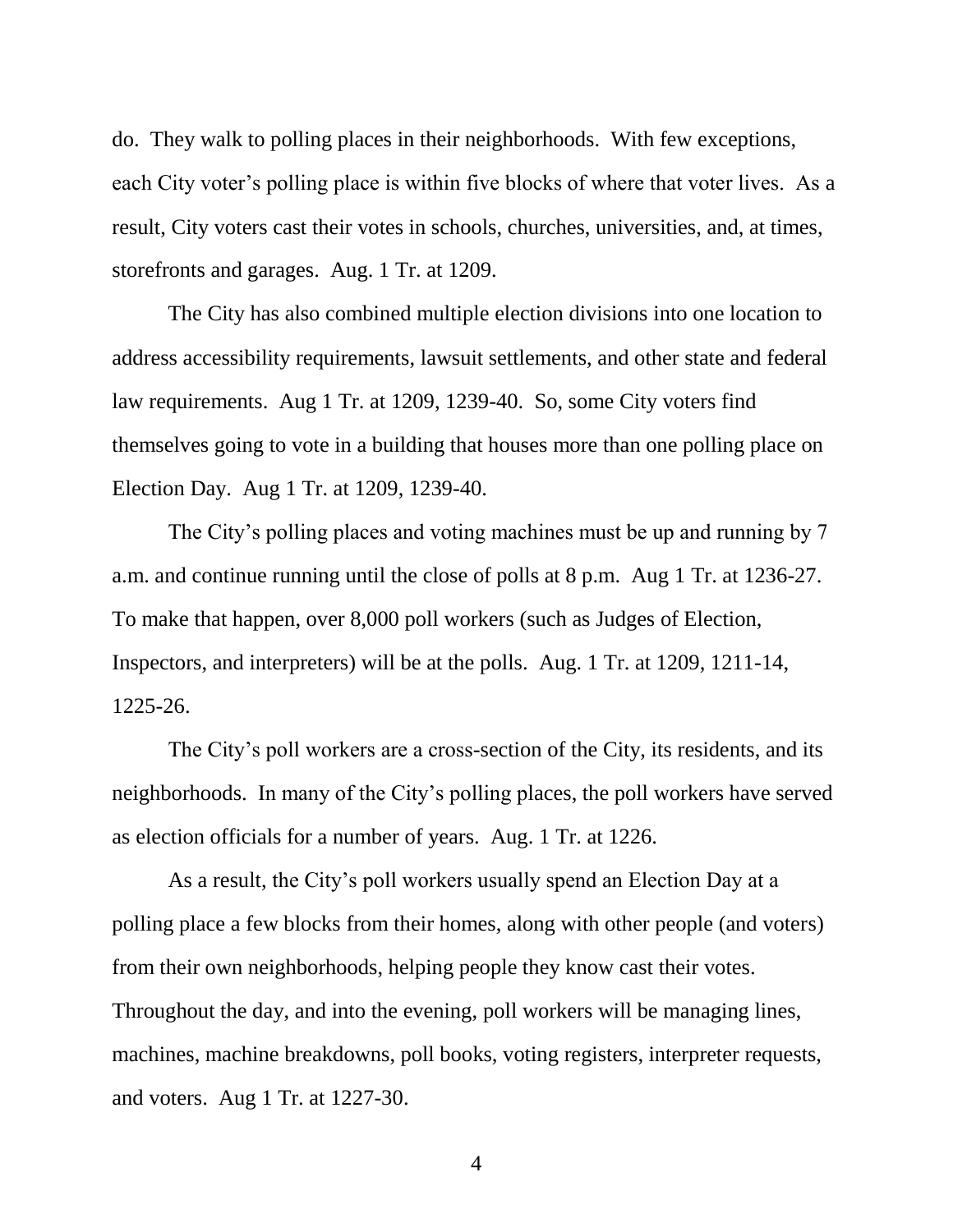do. They walk to polling places in their neighborhoods. With few exceptions, each City voter's polling place is within five blocks of where that voter lives. As a result, City voters cast their votes in schools, churches, universities, and, at times, storefronts and garages. Aug. 1 Tr. at 1209.

The City has also combined multiple election divisions into one location to address accessibility requirements, lawsuit settlements, and other state and federal law requirements. Aug 1 Tr. at 1209, 1239-40. So, some City voters find themselves going to vote in a building that houses more than one polling place on Election Day. Aug 1 Tr. at 1209, 1239-40.

The City's polling places and voting machines must be up and running by 7 a.m. and continue running until the close of polls at 8 p.m. Aug 1 Tr. at 1236-27. To make that happen, over 8,000 poll workers (such as Judges of Election, Inspectors, and interpreters) will be at the polls. Aug. 1 Tr. at 1209, 1211-14, 1225-26.

The City's poll workers are a cross-section of the City, its residents, and its neighborhoods. In many of the City's polling places, the poll workers have served as election officials for a number of years. Aug. 1 Tr. at 1226.

As a result, the City's poll workers usually spend an Election Day at a polling place a few blocks from their homes, along with other people (and voters) from their own neighborhoods, helping people they know cast their votes. Throughout the day, and into the evening, poll workers will be managing lines, machines, machine breakdowns, poll books, voting registers, interpreter requests, and voters. Aug 1 Tr. at 1227-30.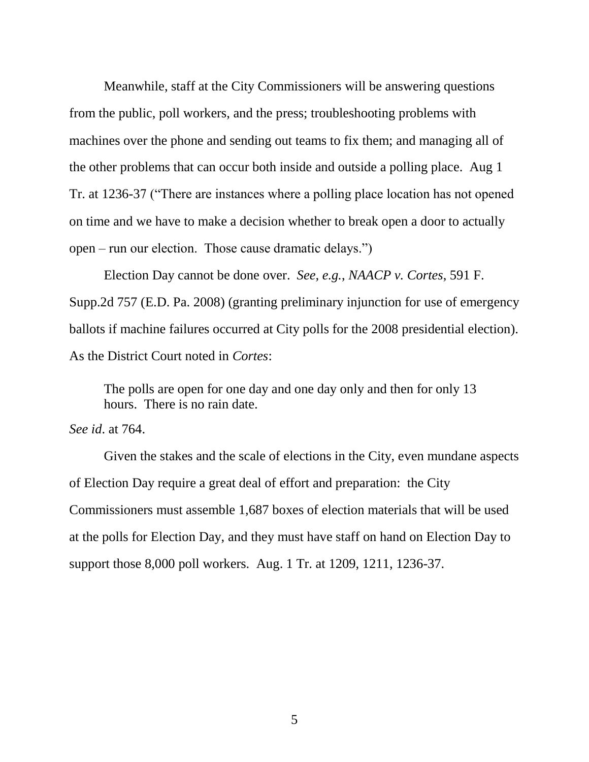Meanwhile, staff at the City Commissioners will be answering questions from the public, poll workers, and the press; troubleshooting problems with machines over the phone and sending out teams to fix them; and managing all of the other problems that can occur both inside and outside a polling place. Aug 1 Tr. at 1236-37 ("There are instances where a polling place location has not opened on time and we have to make a decision whether to break open a door to actually open – run our election. Those cause dramatic delays.")

Election Day cannot be done over. *See, e.g.*, *NAACP v. Cortes*, 591 F. Supp.2d 757 (E.D. Pa. 2008) (granting preliminary injunction for use of emergency ballots if machine failures occurred at City polls for the 2008 presidential election). As the District Court noted in *Cortes*:

> The polls are open for one day and one day only and then for only 13 hours. There is no rain date.

*See id*. at 764.

Given the stakes and the scale of elections in the City, even mundane aspects of Election Day require a great deal of effort and preparation: the City Commissioners must assemble 1,687 boxes of election materials that will be used at the polls for Election Day, and they must have staff on hand on Election Day to support those 8,000 poll workers. Aug. 1 Tr. at 1209, 1211, 1236-37.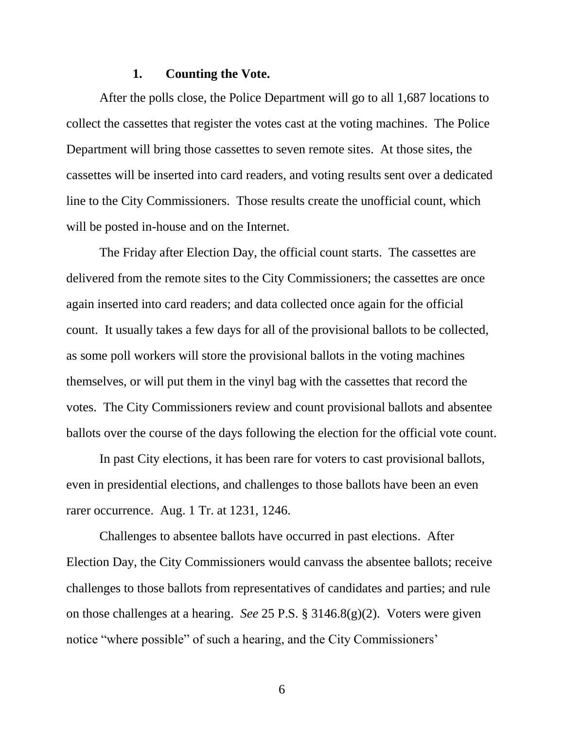### 1. Counting the Vote.

After the polls close, the Police Department will go to all 1,687 locations to collect the cassettes that register the votes cast at the voting machines. The Police Department will bring those cassettes to seven remote sites. At those sites, the cassettes will be inserted into card readers, and voting results sent over a dedicated line to the City Commissioners. Those results create the unofficial count, which will be posted in-house and on the Internet.

The Friday after Election Day, the official count starts. The cassettes are delivered from the remote sites to the City Commissioners; the cassettes are once again inserted into card readers; and data collected once again for the official count. It usually takes a few days for all of the provisional ballots to be collected, as some poll workers will store the provisional ballots in the voting machines themselves, or will put them in the vinyl bag with the cassettes that record the votes. The City Commissioners review and count provisional ballots and absentee ballots over the course of the days following the election for the official vote count.

In past City elections, it has been rare for voters to cast provisional ballots, even in presidential elections, and challenges to those ballots have been an even rarer occurrence. Aug. 1 Tr. at 1231, 1246.

Challenges to absentee ballots have occurred in past elections. After Election Day, the City Commissioners would canvass the absentee ballots; receive challenges to those ballots from representatives of candidates and parties; and rule on those challenges at a hearing. *See* 25 P.S. § 3146.8(g)(2). Voters were given notice "where possible" of such a hearing, and the City Commissioners'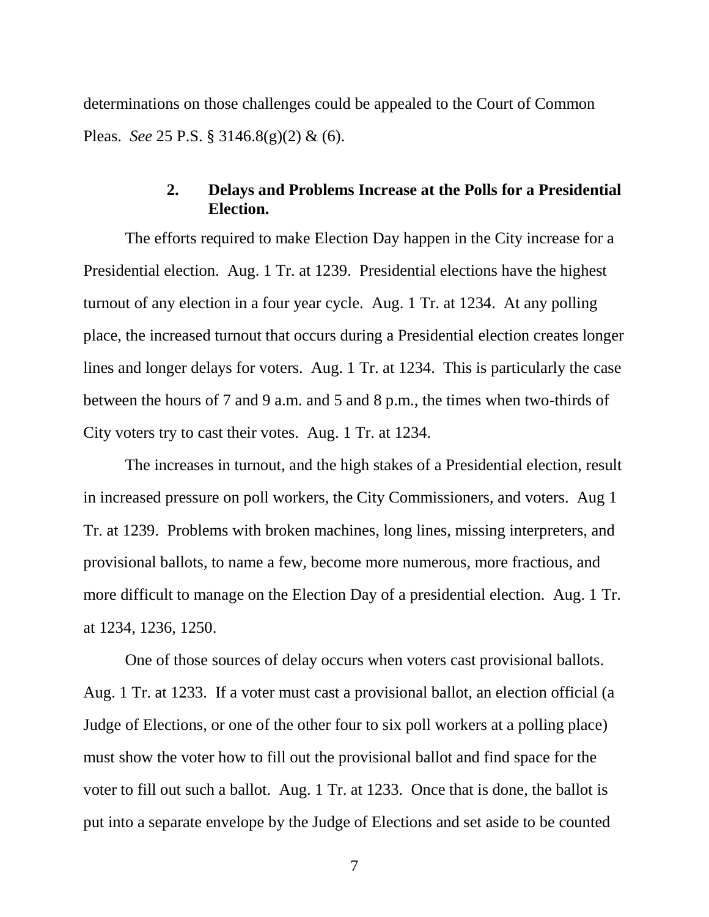determinations on those challenges could be appealed to the Court of Common Pleas. *See* 25 P.S. § 3146.8(g)(2) & (6).

### 2. Delays and Problems Increase at the Polls for a Presidential Election.

The efforts required to make Election Day happen in the City increase for a Presidential election. Aug. 1 Tr. at 1239. Presidential elections have the highest turnout of any election in a four year cycle. Aug. 1 Tr. at 1234. At any polling place, the increased turnout that occurs during a Presidential election creates longer lines and longer delays for voters. Aug. 1 Tr. at 1234. This is particularly the case between the hours of 7 and 9 a.m. and 5 and 8 p.m., the times when two-thirds of City voters try to cast their votes. Aug. 1 Tr. at 1234.

The increases in turnout, and the high stakes of a Presidential election, result in increased pressure on poll workers, the City Commissioners, and voters. Aug 1 Tr. at 1239. Problems with broken machines, long lines, missing interpreters, and provisional ballots, to name a few, become more numerous, more fractious, and more difficult to manage on the Election Day of a presidential election. Aug. 1 Tr. at 1234, 1236, 1250.

One of those sources of delay occurs when voters cast provisional ballots. Aug. 1 Tr. at 1233. If a voter must cast a provisional ballot, an election official (a Judge of Elections, or one of the other four to six poll workers at a polling place) must show the voter how to fill out the provisional ballot and find space for the voter to fill out such a ballot. Aug. 1 Tr. at 1233. Once that is done, the ballot is put into a separate envelope by the Judge of Elections and set aside to be counted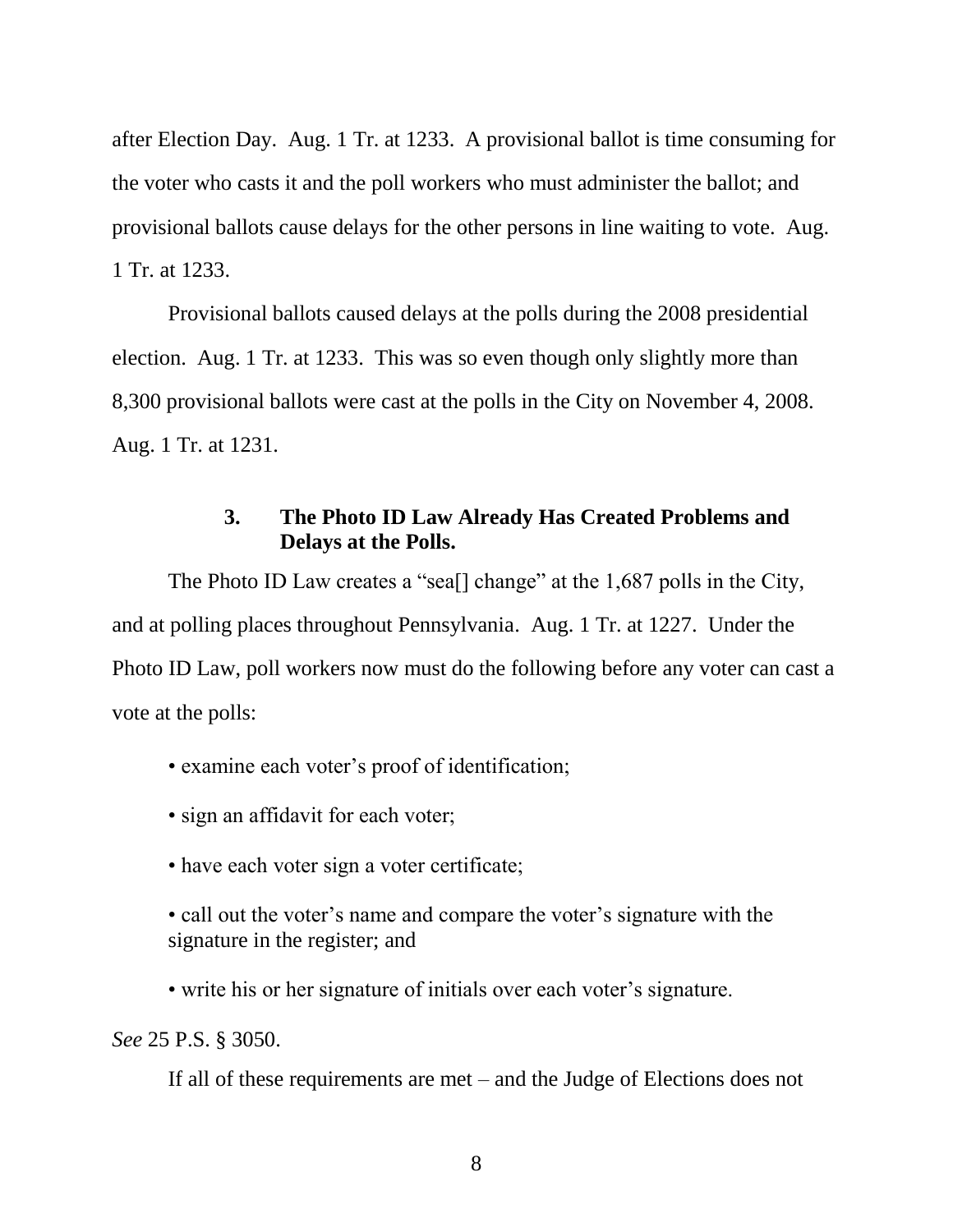after Election Day. Aug. 1 Tr. at 1233. A provisional ballot is time consuming for the voter who casts it and the poll workers who must administer the ballot; and provisional ballots cause delays for the other persons in line waiting to vote. Aug. 1 Tr. at 1233.

Provisional ballots caused delays at the polls during the 2008 presidential election. Aug. 1 Tr. at 1233. This was so even though only slightly more than 8,300 provisional ballots were cast at the polls in the City on November 4, 2008. Aug. 1 Tr. at 1231.

### 3. The Photo ID Law Already Has Created Problems and Delays at the Polls.

The Photo ID Law creates a "sea[] change" at the 1,687 polls in the City, and at polling places throughout Pennsylvania. Aug. 1 Tr. at 1227. Under the Photo ID Law, poll workers now must do the following before any voter can cast a vote at the polls:

- examine each voter's proof of identification;
- sign an affidavit for each voter;
- have each voter sign a voter certificate;
- call out the voter's name and compare the voter's signature with the signature in the register; and
- write his or her signature of initials over each voter's signature.

*See* 25 P.S. § 3050.

If all of these requirements are met – and the Judge of Elections does not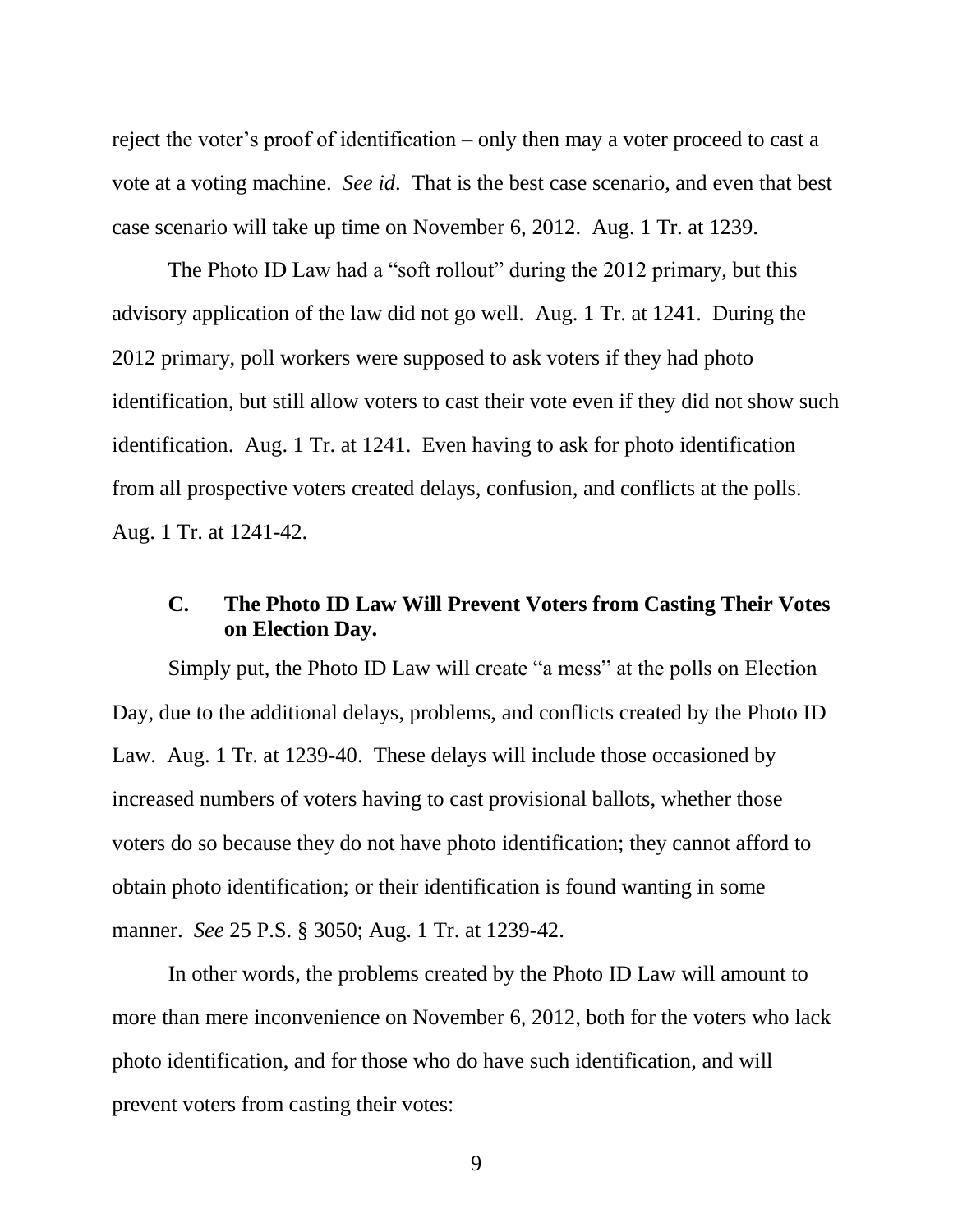reject the voter's proof of identification – only then may a voter proceed to cast a vote at a voting machine. *See id*. That is the best case scenario, and even that best case scenario will take up time on November 6, 2012. Aug. 1 Tr. at 1239.

The Photo ID Law had a "soft rollout" during the 2012 primary, but this advisory application of the law did not go well. Aug. 1 Tr. at 1241. During the 2012 primary, poll workers were supposed to ask voters if they had photo identification, but still allow voters to cast their vote even if they did not show such identification. Aug. 1 Tr. at 1241. Even having to ask for photo identification from all prospective voters created delays, confusion, and conflicts at the polls. Aug. 1 Tr. at 1241-42.

### C. The Photo ID Law Will Prevent Voters from Casting Their Votes on Election Day.

Simply put, the Photo ID Law will create "a mess" at the polls on Election Day, due to the additional delays, problems, and conflicts created by the Photo ID Law. Aug. 1 Tr. at 1239-40. These delays will include those occasioned by increased numbers of voters having to cast provisional ballots, whether those voters do so because they do not have photo identification; they cannot afford to obtain photo identification; or their identification is found wanting in some manner. *See* 25 P.S. § 3050; Aug. 1 Tr. at 1239-42.

In other words, the problems created by the Photo ID Law will amount to more than mere inconvenience on November 6, 2012, both for the voters who lack photo identification, and for those who do have such identification, and will prevent voters from casting their votes: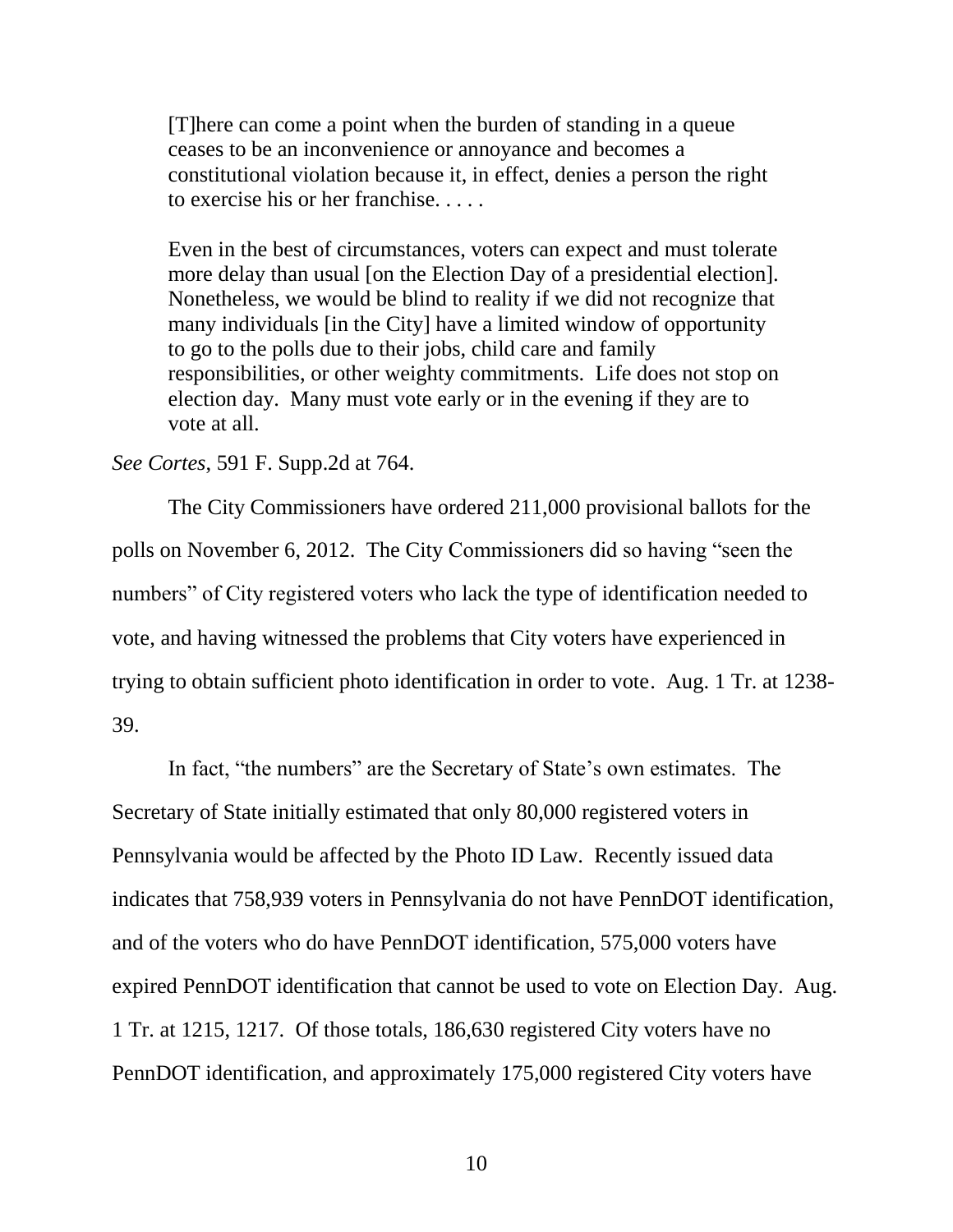> [T]here can come a point when the burden of standing in a queue ceases to be an inconvenience or annoyance and becomes a constitutional violation because it, in effect, denies a person the right to exercise his or her franchise. . . . .
>
> Even in the best of circumstances, voters can expect and must tolerate more delay than usual [on the Election Day of a presidential election]. Nonetheless, we would be blind to reality if we did not recognize that many individuals [in the City] have a limited window of opportunity to go to the polls due to their jobs, child care and family responsibilities, or other weighty commitments. Life does not stop on election day. Many must vote early or in the evening if they are to vote at all.

*See Cortes*, 591 F. Supp.2d at 764.

The City Commissioners have ordered 211,000 provisional ballots for the polls on November 6, 2012. The City Commissioners did so having "seen the numbers" of City registered voters who lack the type of identification needed to vote, and having witnessed the problems that City voters have experienced in trying to obtain sufficient photo identification in order to vote. Aug. 1 Tr. at 1238-39.

In fact, "the numbers" are the Secretary of State's own estimates. The Secretary of State initially estimated that only 80,000 registered voters in Pennsylvania would be affected by the Photo ID Law. Recently issued data indicates that 758,939 voters in Pennsylvania do not have PennDOT identification, and of the voters who do have PennDOT identification, 575,000 voters have expired PennDOT identification that cannot be used to vote on Election Day. Aug. 1 Tr. at 1215, 1217. Of those totals, 186,630 registered City voters have no PennDOT identification, and approximately 175,000 registered City voters have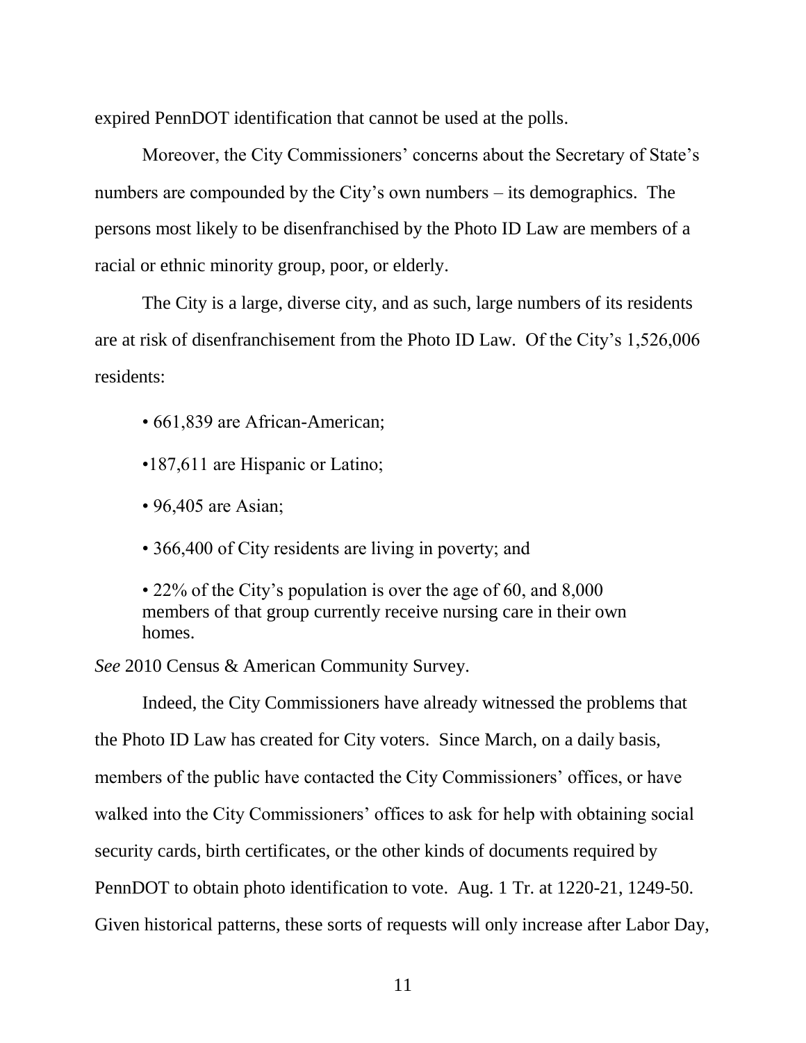expired PennDOT identification that cannot be used at the polls.

Moreover, the City Commissioners' concerns about the Secretary of State's numbers are compounded by the City's own numbers – its demographics. The persons most likely to be disenfranchised by the Photo ID Law are members of a racial or ethnic minority group, poor, or elderly.

The City is a large, diverse city, and as such, large numbers of its residents are at risk of disenfranchisement from the Photo ID Law. Of the City's 1,526,006 residents:

- 661,839 are African-American;
- 187,611 are Hispanic or Latino;
- 96,405 are Asian;
- 366,400 of City residents are living in poverty; and
- 22% of the City's population is over the age of 60, and 8,000 members of that group currently receive nursing care in their own homes.

*See* 2010 Census & American Community Survey.

Indeed, the City Commissioners have already witnessed the problems that the Photo ID Law has created for City voters. Since March, on a daily basis, members of the public have contacted the City Commissioners' offices, or have walked into the City Commissioners' offices to ask for help with obtaining social security cards, birth certificates, or the other kinds of documents required by PennDOT to obtain photo identification to vote. Aug. 1 Tr. at 1220-21, 1249-50. Given historical patterns, these sorts of requests will only increase after Labor Day,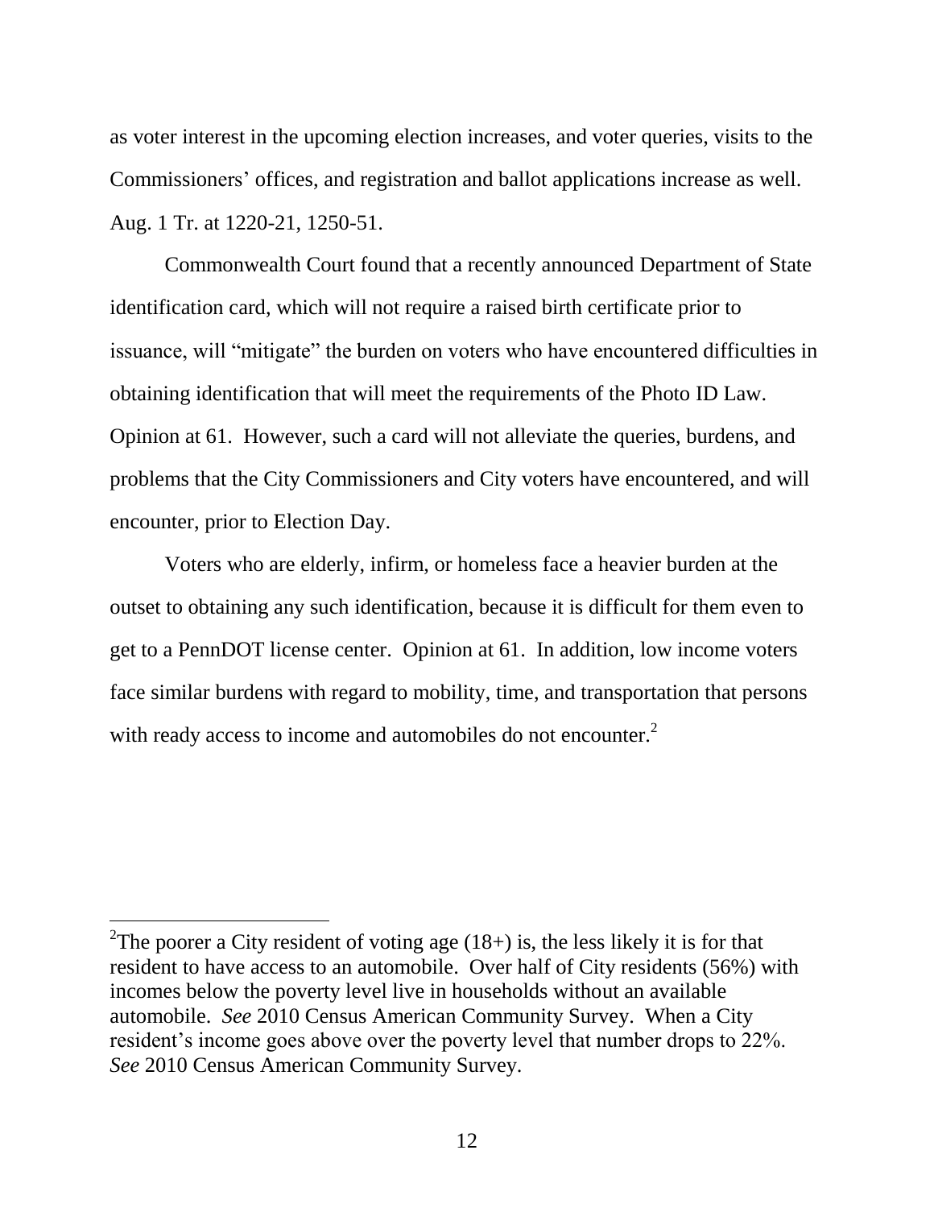as voter interest in the upcoming election increases, and voter queries, visits to the Commissioners' offices, and registration and ballot applications increase as well. Aug. 1 Tr. at 1220-21, 1250-51.

Commonwealth Court found that a recently announced Department of State identification card, which will not require a raised birth certificate prior to issuance, will "mitigate" the burden on voters who have encountered difficulties in obtaining identification that will meet the requirements of the Photo ID Law. Opinion at 61. However, such a card will not alleviate the queries, burdens, and problems that the City Commissioners and City voters have encountered, and will encounter, prior to Election Day.

Voters who are elderly, infirm, or homeless face a heavier burden at the outset to obtaining any such identification, because it is difficult for them even to get to a PennDOT license center. Opinion at 61. In addition, low income voters face similar burdens with regard to mobility, time, and transportation that persons with ready access to income and automobiles do not encounter.[2]

---

[2]The poorer a City resident of voting age (18+) is, the less likely it is for that resident to have access to an automobile. Over half of City residents (56%) with incomes below the poverty level live in households without an available automobile. *See* 2010 Census American Community Survey. When a City resident's income goes above over the poverty level that number drops to 22%. *See* 2010 Census American Community Survey.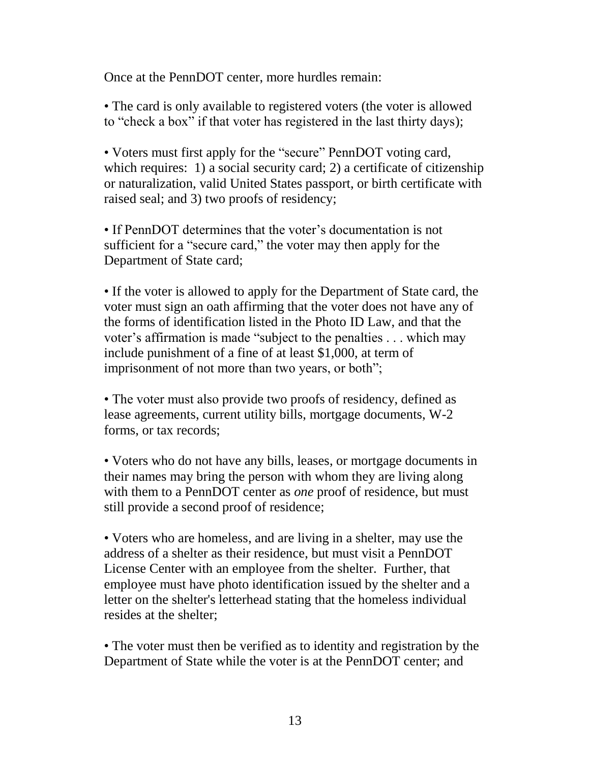Once at the PennDOT center, more hurdles remain:

- The card is only available to registered voters (the voter is allowed to "check a box" if that voter has registered in the last thirty days);

- Voters must first apply for the "secure" PennDOT voting card, which requires: 1) a social security card; 2) a certificate of citizenship or naturalization, valid United States passport, or birth certificate with raised seal; and 3) two proofs of residency;

- If PennDOT determines that the voter's documentation is not sufficient for a "secure card," the voter may then apply for the Department of State card;

- If the voter is allowed to apply for the Department of State card, the voter must sign an oath affirming that the voter does not have any of the forms of identification listed in the Photo ID Law, and that the voter's affirmation is made "subject to the penalties . . . which may include punishment of a fine of at least $1,000, at term of imprisonment of not more than two years, or both";

- The voter must also provide two proofs of residency, defined as lease agreements, current utility bills, mortgage documents, W-2 forms, or tax records;

- Voters who do not have any bills, leases, or mortgage documents in their names may bring the person with whom they are living along with them to a PennDOT center as *one* proof of residence, but must still provide a second proof of residence;

- Voters who are homeless, and are living in a shelter, may use the address of a shelter as their residence, but must visit a PennDOT License Center with an employee from the shelter. Further, that employee must have photo identification issued by the shelter and a letter on the shelter's letterhead stating that the homeless individual resides at the shelter;

- The voter must then be verified as to identity and registration by the Department of State while the voter is at the PennDOT center; and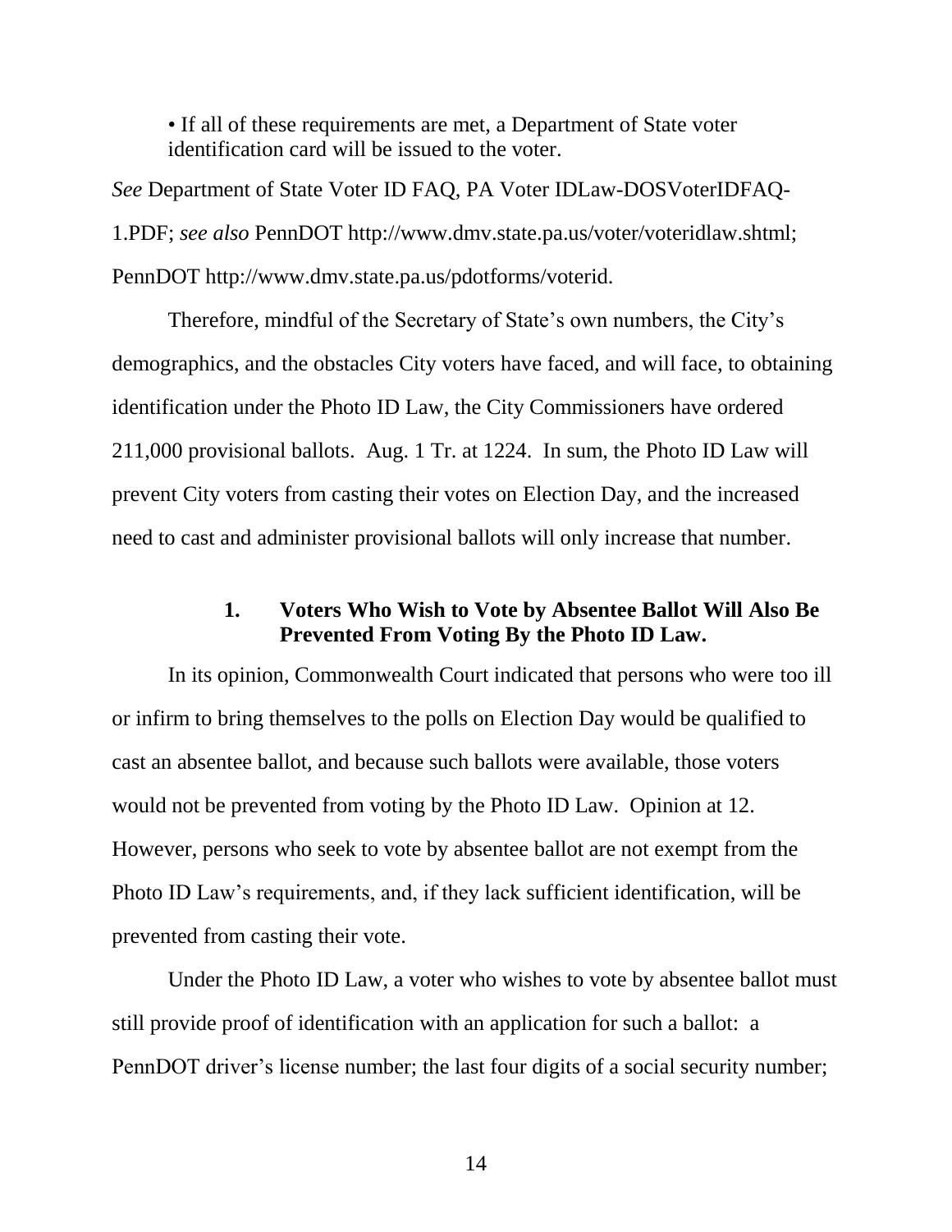• If all of these requirements are met, a Department of State voter identification card will be issued to the voter.

*See* Department of State Voter ID FAQ, PA Voter IDLaw-DOSVoterIDFAQ-1.PDF; *see also* PennDOT http://www.dmv.state.pa.us/voter/voteridlaw.shtml; PennDOT http://www.dmv.state.pa.us/pdotforms/voterid.

Therefore, mindful of the Secretary of State's own numbers, the City's demographics, and the obstacles City voters have faced, and will face, to obtaining identification under the Photo ID Law, the City Commissioners have ordered 211,000 provisional ballots. Aug. 1 Tr. at 1224. In sum, the Photo ID Law will prevent City voters from casting their votes on Election Day, and the increased need to cast and administer provisional ballots will only increase that number.

### 1. Voters Who Wish to Vote by Absentee Ballot Will Also Be Prevented From Voting By the Photo ID Law.

In its opinion, Commonwealth Court indicated that persons who were too ill or infirm to bring themselves to the polls on Election Day would be qualified to cast an absentee ballot, and because such ballots were available, those voters would not be prevented from voting by the Photo ID Law. Opinion at 12. However, persons who seek to vote by absentee ballot are not exempt from the Photo ID Law's requirements, and, if they lack sufficient identification, will be prevented from casting their vote.

Under the Photo ID Law, a voter who wishes to vote by absentee ballot must still provide proof of identification with an application for such a ballot: a PennDOT driver's license number; the last four digits of a social security number;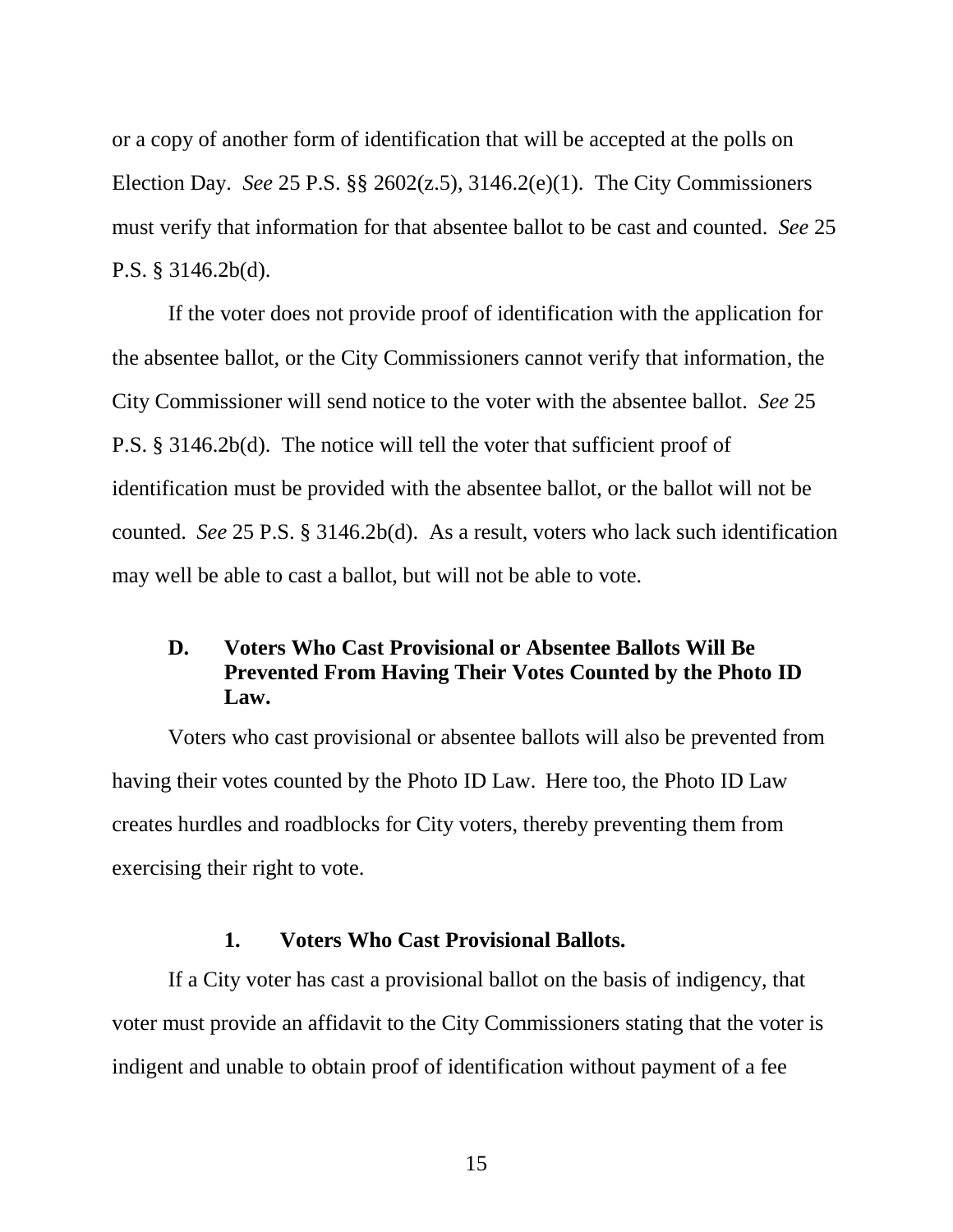or a copy of another form of identification that will be accepted at the polls on Election Day. *See* 25 P.S. §§ 2602(z.5), 3146.2(e)(1). The City Commissioners must verify that information for that absentee ballot to be cast and counted. *See* 25 P.S. § 3146.2b(d).

If the voter does not provide proof of identification with the application for the absentee ballot, or the City Commissioners cannot verify that information, the City Commissioner will send notice to the voter with the absentee ballot. *See* 25 P.S. § 3146.2b(d). The notice will tell the voter that sufficient proof of identification must be provided with the absentee ballot, or the ballot will not be counted. *See* 25 P.S. § 3146.2b(d). As a result, voters who lack such identification may well be able to cast a ballot, but will not be able to vote.

### D. Voters Who Cast Provisional or Absentee Ballots Will Be Prevented From Having Their Votes Counted by the Photo ID Law.

Voters who cast provisional or absentee ballots will also be prevented from having their votes counted by the Photo ID Law. Here too, the Photo ID Law creates hurdles and roadblocks for City voters, thereby preventing them from exercising their right to vote.

#### 1. Voters Who Cast Provisional Ballots.

If a City voter has cast a provisional ballot on the basis of indigency, that voter must provide an affidavit to the City Commissioners stating that the voter is indigent and unable to obtain proof of identification without payment of a fee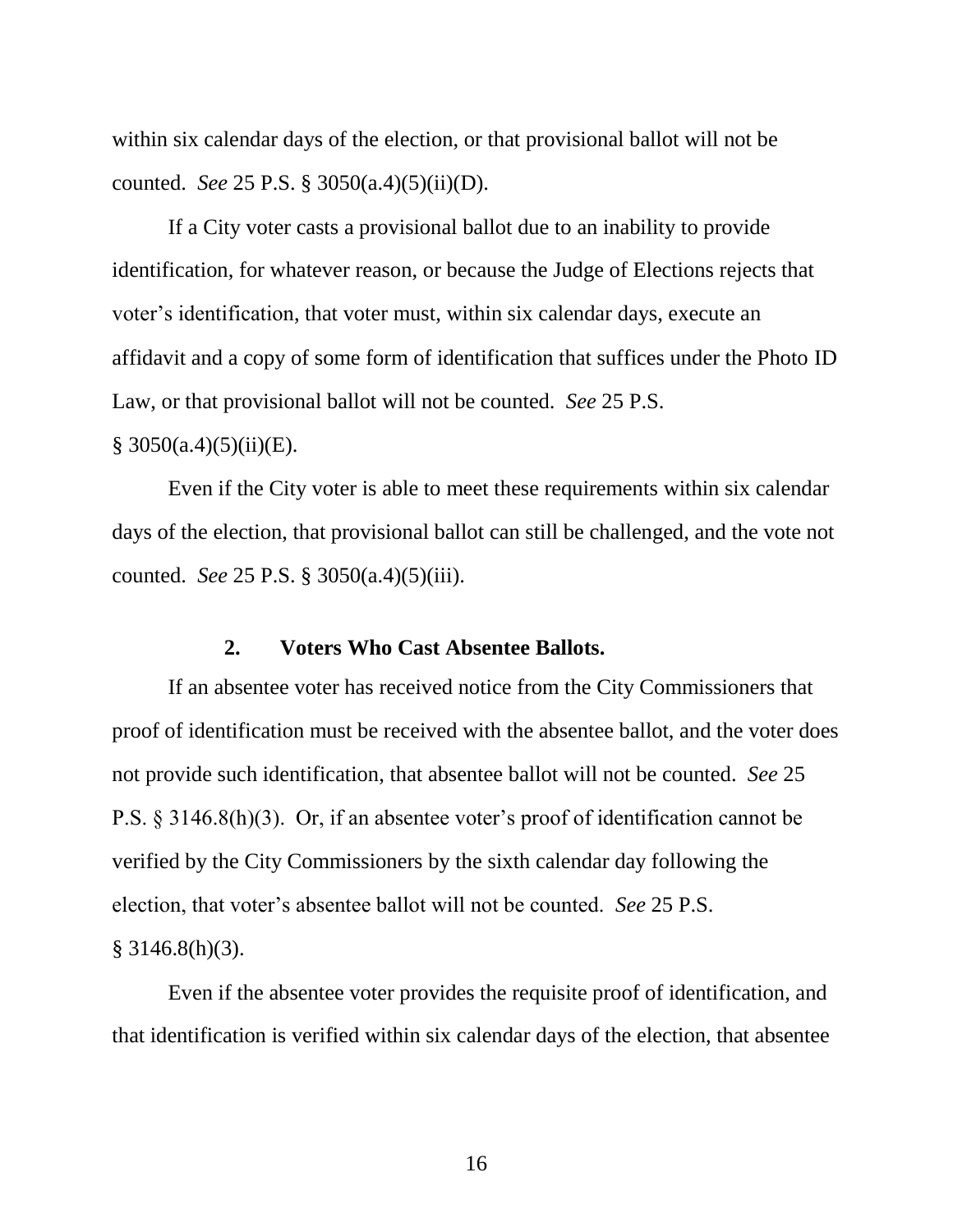within six calendar days of the election, or that provisional ballot will not be counted. *See* 25 P.S. § 3050(a.4)(5)(ii)(D).

If a City voter casts a provisional ballot due to an inability to provide identification, for whatever reason, or because the Judge of Elections rejects that voter's identification, that voter must, within six calendar days, execute an affidavit and a copy of some form of identification that suffices under the Photo ID Law, or that provisional ballot will not be counted. *See* 25 P.S. § 3050(a.4)(5)(ii)(E).

Even if the City voter is able to meet these requirements within six calendar days of the election, that provisional ballot can still be challenged, and the vote not counted. *See* 25 P.S. § 3050(a.4)(5)(iii).

### 2. Voters Who Cast Absentee Ballots.

If an absentee voter has received notice from the City Commissioners that proof of identification must be received with the absentee ballot, and the voter does not provide such identification, that absentee ballot will not be counted. *See* 25 P.S. § 3146.8(h)(3). Or, if an absentee voter's proof of identification cannot be verified by the City Commissioners by the sixth calendar day following the election, that voter's absentee ballot will not be counted. *See* 25 P.S. § 3146.8(h)(3).

Even if the absentee voter provides the requisite proof of identification, and that identification is verified within six calendar days of the election, that absentee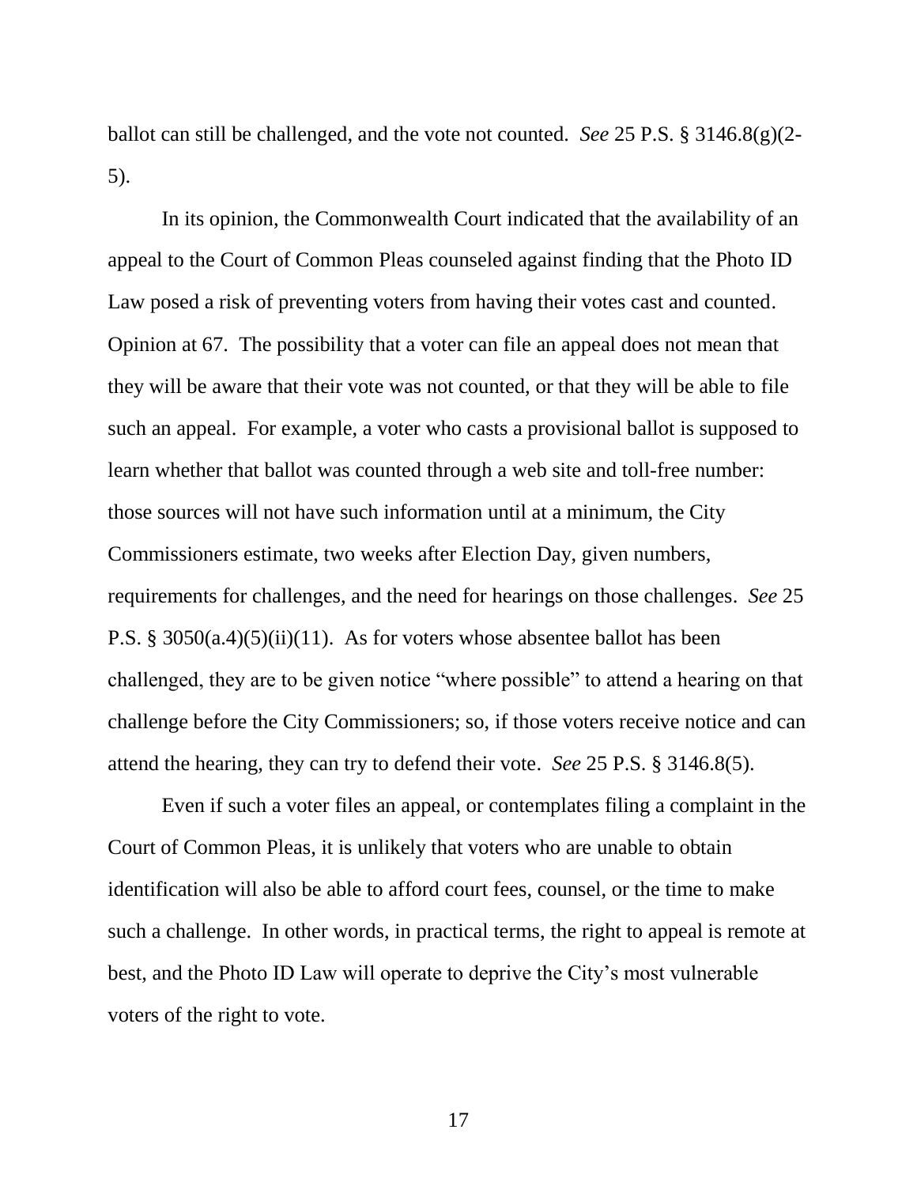ballot can still be challenged, and the vote not counted. *See* 25 P.S. § 3146.8(g)(2-5).

In its opinion, the Commonwealth Court indicated that the availability of an appeal to the Court of Common Pleas counseled against finding that the Photo ID Law posed a risk of preventing voters from having their votes cast and counted. Opinion at 67. The possibility that a voter can file an appeal does not mean that they will be aware that their vote was not counted, or that they will be able to file such an appeal. For example, a voter who casts a provisional ballot is supposed to learn whether that ballot was counted through a web site and toll-free number: those sources will not have such information until at a minimum, the City Commissioners estimate, two weeks after Election Day, given numbers, requirements for challenges, and the need for hearings on those challenges. *See* 25 P.S. § 3050(a.4)(5)(ii)(11). As for voters whose absentee ballot has been challenged, they are to be given notice "where possible" to attend a hearing on that challenge before the City Commissioners; so, if those voters receive notice and can attend the hearing, they can try to defend their vote. *See* 25 P.S. § 3146.8(5).

Even if such a voter files an appeal, or contemplates filing a complaint in the Court of Common Pleas, it is unlikely that voters who are unable to obtain identification will also be able to afford court fees, counsel, or the time to make such a challenge. In other words, in practical terms, the right to appeal is remote at best, and the Photo ID Law will operate to deprive the City's most vulnerable voters of the right to vote.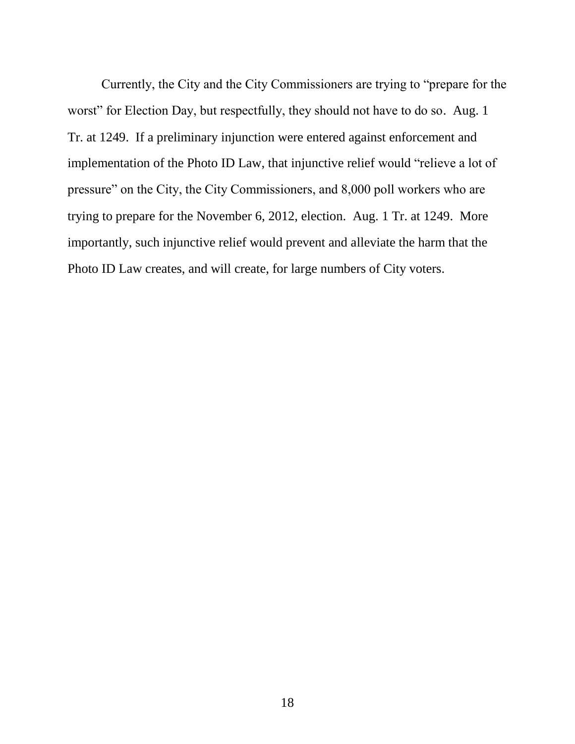Currently, the City and the City Commissioners are trying to "prepare for the worst" for Election Day, but respectfully, they should not have to do so. Aug. 1 Tr. at 1249. If a preliminary injunction were entered against enforcement and implementation of the Photo ID Law, that injunctive relief would "relieve a lot of pressure" on the City, the City Commissioners, and 8,000 poll workers who are trying to prepare for the November 6, 2012, election. Aug. 1 Tr. at 1249. More importantly, such injunctive relief would prevent and alleviate the harm that the Photo ID Law creates, and will create, for large numbers of City voters.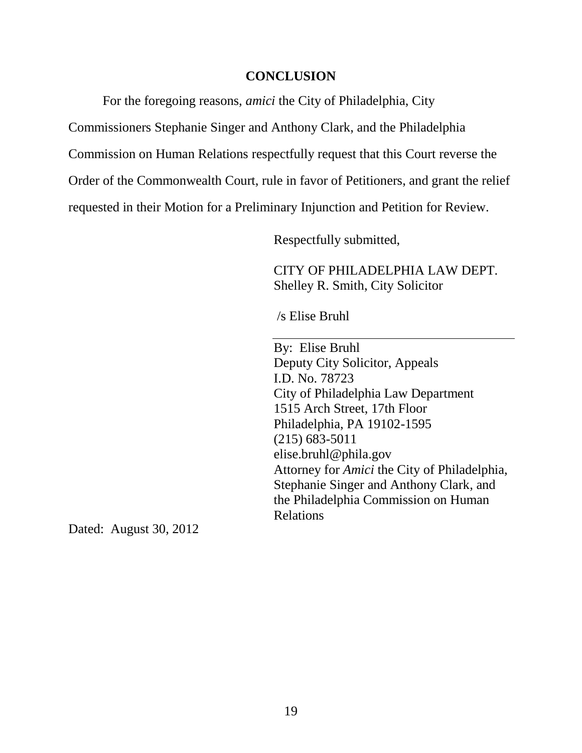## CONCLUSION

For the foregoing reasons, *amici* the City of Philadelphia, City Commissioners Stephanie Singer and Anthony Clark, and the Philadelphia Commission on Human Relations respectfully request that this Court reverse the Order of the Commonwealth Court, rule in favor of Petitioners, and grant the relief requested in their Motion for a Preliminary Injunction and Petition for Review.

Respectfully submitted,

CITY OF PHILADELPHIA LAW DEPT.
Shelley R. Smith, City Solicitor

/s Elise Bruhl

By: Elise Bruhl
Deputy City Solicitor, Appeals
I.D. No. 78723
City of Philadelphia Law Department
1515 Arch Street, 17th Floor
Philadelphia, PA 19102-1595
(215) 683-5011
elise.bruhl@phila.gov
Attorney for *Amici* the City of Philadelphia, Stephanie Singer and Anthony Clark, and the Philadelphia Commission on Human Relations

Dated: August 30, 2012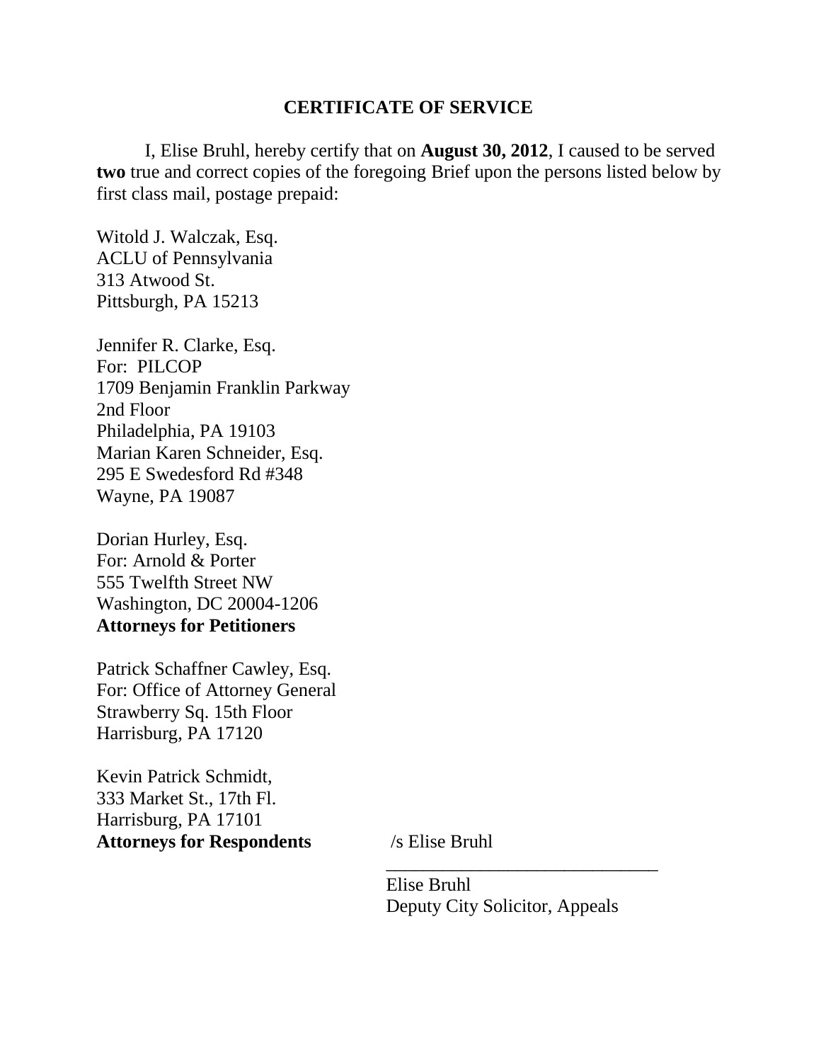## CERTIFICATE OF SERVICE

I, Elise Bruhl, hereby certify that on **August 30, 2012**, I caused to be served **two** true and correct copies of the foregoing Brief upon the persons listed below by first class mail, postage prepaid:

Witold J. Walczak, Esq.
ACLU of Pennsylvania
313 Atwood St.
Pittsburgh, PA 15213

Jennifer R. Clarke, Esq.
For: PILCOP
1709 Benjamin Franklin Parkway
2nd Floor
Philadelphia, PA 19103
Marian Karen Schneider, Esq.
295 E Swedesford Rd #348
Wayne, PA 19087

Dorian Hurley, Esq.
For: Arnold & Porter
555 Twelfth Street NW
Washington, DC 20004-1206
**Attorneys for Petitioners**

Patrick Schaffner Cawley, Esq.
For: Office of Attorney General
Strawberry Sq. 15th Floor
Harrisburg, PA 17120

Kevin Patrick Schmidt,
333 Market St., 17th Fl.
Harrisburg, PA 17101
**Attorneys for Respondents**

/s Elise Bruhl
\_\_\_\_\_\_\_\_\_\_\_\_\_\_\_\_\_\_\_\_\_\_\_\_\_\_\_\_\_\_
Elise Bruhl
Deputy City Solicitor, Appeals